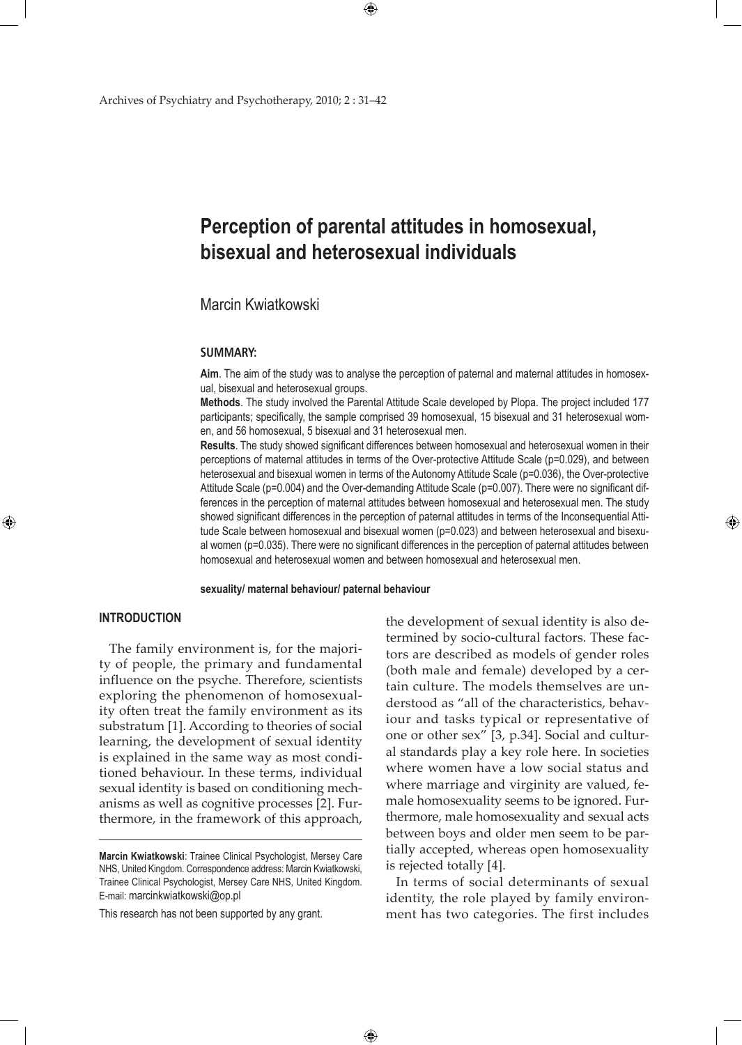# Perception of parental attitudes in homosexual, bisexual and heterosexual individuals

Marcin Kwiatkowski

**SUMMARY:**

**Aim**. The aim of the study was to analyse the perception of paternal and maternal attitudes in homosexual, bisexual and heterosexual groups.

**Methods**. The study involved the Parental Attitude Scale developed by Plopa. The project included 177 participants; specifically, the sample comprised 39 homosexual, 15 bisexual and 31 heterosexual women, and 56 homosexual, 5 bisexual and 31 heterosexual men.

**Results**. The study showed significant differences between homosexual and heterosexual women in their perceptions of maternal attitudes in terms of the Over-protective Attitude Scale (p=0.029), and between heterosexual and bisexual women in terms of the Autonomy Attitude Scale (p=0.036), the Over-protective Attitude Scale (p=0.004) and the Over-demanding Attitude Scale (p=0.007). There were no significant differences in the perception of maternal attitudes between homosexual and heterosexual men. The study showed significant differences in the perception of paternal attitudes in terms of the Inconsequential Attitude Scale between homosexual and bisexual women (p=0.023) and between heterosexual and bisexual women (p=0.035). There were no significant differences in the perception of paternal attitudes between homosexual and heterosexual women and between homosexual and heterosexual men.

**sexuality/ maternal behaviour/ paternal behaviour**

## INTRODUCTION

The family environment is, for the majority of people, the primary and fundamental influence on the psyche. Therefore, scientists exploring the phenomenon of homosexuality often treat the family environment as its substratum [1]. According to theories of social learning, the development of sexual identity is explained in the same way as most conditioned behaviour. In these terms, individual sexual identity is based on conditioning mechanisms as well as cognitive processes [2]. Furthermore, in the framework of this approach, the development of sexual identity is also determined by socio-cultural factors. These factors are described as models of gender roles (both male and female) developed by a certain culture. The models themselves are understood as "all of the characteristics, behaviour and tasks typical or representative of one or other sex" [3, p.34]. Social and cultural standards play a key role here. In societies where women have a low social status and where marriage and virginity are valued, female homosexuality seems to be ignored. Furthermore, male homosexuality and sexual acts between boys and older men seem to be partially accepted, whereas open homosexuality is rejected totally [4].

In terms of social determinants of sexual identity, the role played by family environment has two categories. The first includes

**Marcin Kwiatkowski**: Trainee Clinical Psychologist, Mersey Care NHS, United Kingdom. Correspondence address: Marcin Kwiatkowski, Trainee Clinical Psychologist, Mersey Care NHS, United Kingdom. E-mail: marcinkwiatkowski@op.pl

This research has not been supported by any grant.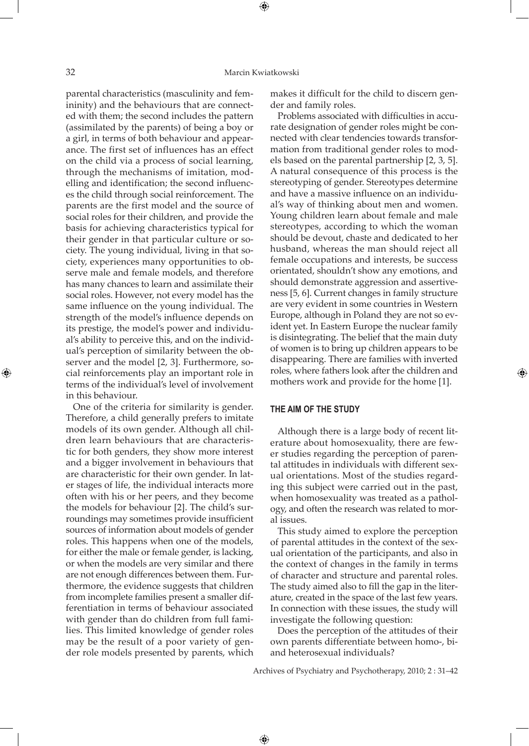parental characteristics (masculinity and femininity) and the behaviours that are connected with them; the second includes the pattern (assimilated by the parents) of being a boy or a girl, in terms of both behaviour and appearance. The first set of influences has an effect on the child via a process of social learning, through the mechanisms of imitation, modelling and identification; the second influences the child through social reinforcement. The parents are the first model and the source of social roles for their children, and provide the basis for achieving characteristics typical for their gender in that particular culture or society. The young individual, living in that society, experiences many opportunities to observe male and female models, and therefore has many chances to learn and assimilate their social roles. However, not every model has the same influence on the young individual. The strength of the model's influence depends on its prestige, the model's power and individual's ability to perceive this, and on the individual's perception of similarity between the observer and the model [2, 3]. Furthermore, social reinforcements play an important role in terms of the individual's level of involvement in this behaviour.

One of the criteria for similarity is gender. Therefore, a child generally prefers to imitate models of its own gender. Although all children learn behaviours that are characteristic for both genders, they show more interest and a bigger involvement in behaviours that are characteristic for their own gender. In later stages of life, the individual interacts more often with his or her peers, and they become the models for behaviour [2]. The child's surroundings may sometimes provide insufficient sources of information about models of gender roles. This happens when one of the models, for either the male or female gender, is lacking, or when the models are very similar and there are not enough differences between them. Furthermore, the evidence suggests that children from incomplete families present a smaller differentiation in terms of behaviour associated with gender than do children from full families. This limited knowledge of gender roles may be the result of a poor variety of gender role models presented by parents, which makes it difficult for the child to discern gender and family roles.

Problems associated with difficulties in accurate designation of gender roles might be connected with clear tendencies towards transformation from traditional gender roles to models based on the parental partnership [2, 3, 5]. A natural consequence of this process is the stereotyping of gender. Stereotypes determine and have a massive influence on an individual's way of thinking about men and women. Young children learn about female and male stereotypes, according to which the woman should be devout, chaste and dedicated to her husband, whereas the man should reject all female occupations and interests, be success orientated, shouldn't show any emotions, and should demonstrate aggression and assertiveness [5, 6]. Current changes in family structure are very evident in some countries in Western Europe, although in Poland they are not so evident yet. In Eastern Europe the nuclear family is disintegrating. The belief that the main duty of women is to bring up children appears to be disappearing. There are families with inverted roles, where fathers look after the children and mothers work and provide for the home [1].

## THE AIM OF THE STUDY

Although there is a large body of recent literature about homosexuality, there are fewer studies regarding the perception of parental attitudes in individuals with different sexual orientations. Most of the studies regarding this subject were carried out in the past, when homosexuality was treated as a pathology, and often the research was related to moral issues.

This study aimed to explore the perception of parental attitudes in the context of the sexual orientation of the participants, and also in the context of changes in the family in terms of character and structure and parental roles. The study aimed also to fill the gap in the literature, created in the space of the last few years. In connection with these issues, the study will investigate the following question:

Does the perception of the attitudes of their own parents differentiate between homo-, bi- and heterosexual individuals?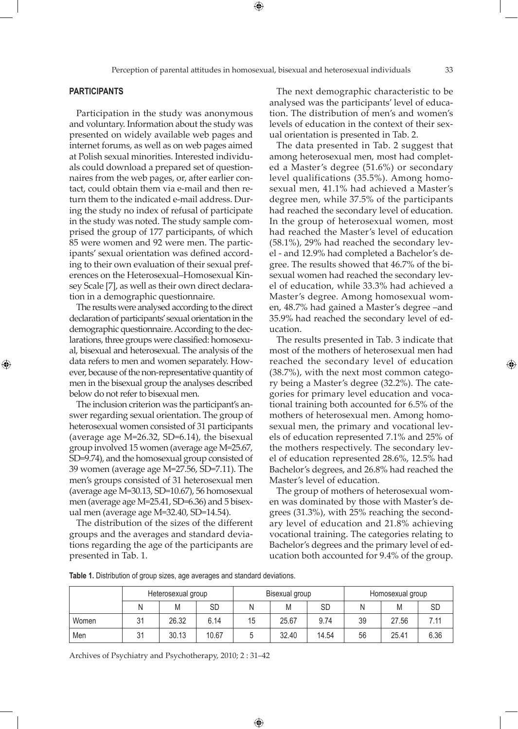## PARTICIPANTS

Participation in the study was anonymous and voluntary. Information about the study was presented on widely available web pages and internet forums, as well as on web pages aimed at Polish sexual minorities. Interested individuals could download a prepared set of questionnaires from the web pages, or, after earlier contact, could obtain them via e-mail and then return them to the indicated e-mail address. During the study no index of refusal of participate in the study was noted. The study sample comprised the group of 177 participants, of which 85 were women and 92 were men. The participants' sexual orientation was defined according to their own evaluation of their sexual preferences on the Heterosexual–Homosexual Kinsey Scale [7], as well as their own direct declaration in a demographic questionnaire.

The results were analysed according to the direct declaration of participants' sexual orientation in the demographic questionnaire. According to the declarations, three groups were classified: homosexual, bisexual and heterosexual. The analysis of the data refers to men and women separately. However, because of the non-representative quantity of men in the bisexual group the analyses described below do not refer to bisexual men.

The inclusion criterion was the participant's answer regarding sexual orientation. The group of heterosexual women consisted of 31 participants (average age M=26.32, SD=6.14), the bisexual group involved 15 women (average age M=25.67, SD=9.74), and the homosexual group consisted of 39 women (average age M=27.56, SD=7.11). The men's groups consisted of 31 heterosexual men (average age M=30.13, SD=10.67), 56 homosexual men (average age M=25.41, SD=6.36) and 5 bisexual men (average age M=32.40, SD=14.54).

The distribution of the sizes of the different groups and the averages and standard deviations regarding the age of the participants are presented in Tab. 1.

The next demographic characteristic to be analysed was the participants' level of education. The distribution of men's and women's levels of education in the context of their sexual orientation is presented in Tab. 2.

The data presented in Tab. 2 suggest that among heterosexual men, most had completed a Master's degree (51.6%) or secondary level qualifications (35.5%). Among homosexual men, 41.1% had achieved a Master's degree men, while 37.5% of the participants had reached the secondary level of education. In the group of heterosexual women, most had reached the Master's level of education (58.1%), 29% had reached the secondary level - and 12.9% had completed a Bachelor's degree. The results showed that 46.7% of the bisexual women had reached the secondary level of education, while 33.3% had achieved a Master's degree. Among homosexual women, 48.7% had gained a Master's degree –and 35.9% had reached the secondary level of education.

The results presented in Tab. 3 indicate that most of the mothers of heterosexual men had reached the secondary level of education (38.7%), with the next most common category being a Master's degree (32.2%). The categories for primary level education and vocational training both accounted for 6.5% of the mothers of heterosexual men. Among homosexual men, the primary and vocational levels of education represented 7.1% and 25% of the mothers respectively. The secondary level of education represented 28.6%, 12.5% had Bachelor's degrees, and 26.8% had reached the Master's level of education.

The group of mothers of heterosexual women was dominated by those with Master's degrees (31.3%), with 25% reaching the secondary level of education and 21.8% achieving vocational training. The categories relating to Bachelor's degrees and the primary level of education both accounted for 9.4% of the group.

**Table 1.** Distribution of group sizes, age averages and standard deviations.

| | Heterosexual group | | | Bisexual group | | | Homosexual group | | |
|---|---|---|---|---|---|---|---|---|---|
| | N | M | SD | N | M | SD | N | M | SD |
| Women | 31 | 26.32 | 6.14 | 15 | 25.67 | 9.74 | 39 | 27.56 | 7.11 |
| Men | 31 | 30.13 | 10.67 | 5 | 32.40 | 14.54 | 56 | 25.41 | 6.36 |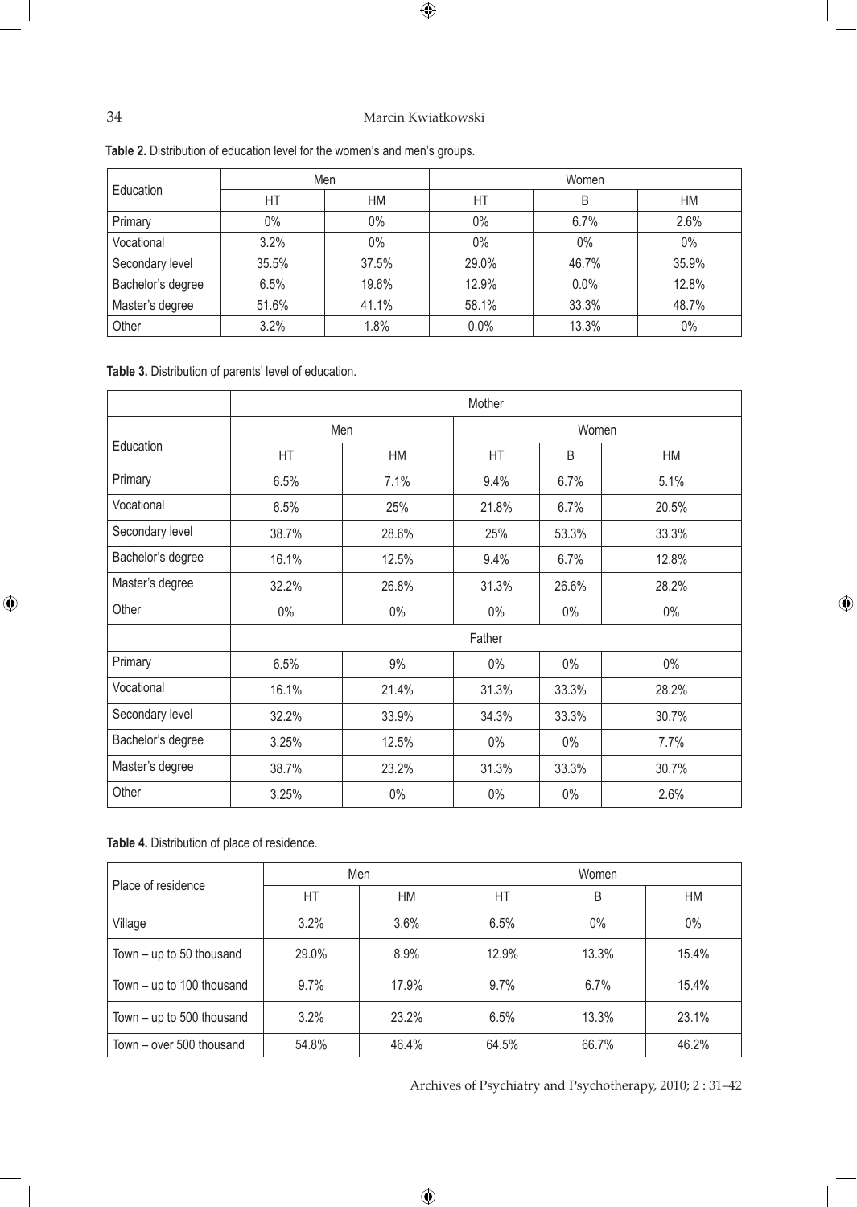**Table 2.** Distribution of education level for the women's and men's groups.

| Education | Men | | Women | | |
|---|---|---|---|---|---|
| | HT | HM | HT | B | HM |
| Primary | 0% | 0% | 0% | 6.7% | 2.6% |
| Vocational | 3.2% | 0% | 0% | 0% | 0% |
| Secondary level | 35.5% | 37.5% | 29.0% | 46.7% | 35.9% |
| Bachelor's degree | 6.5% | 19.6% | 12.9% | 0.0% | 12.8% |
| Master's degree | 51.6% | 41.1% | 58.1% | 33.3% | 48.7% |
| Other | 3.2% | 1.8% | 0.0% | 13.3% | 0% |

**Table 3.** Distribution of parents' level of education.

| | Mother | | | | |
|---|---|---|---|---|---|
| Education | Men | | Women | | |
| | HT | HM | HT | B | HM |
| Primary | 6.5% | 7.1% | 9.4% | 6.7% | 5.1% |
| Vocational | 6.5% | 25% | 21.8% | 6.7% | 20.5% |
| Secondary level | 38.7% | 28.6% | 25% | 53.3% | 33.3% |
| Bachelor's degree | 16.1% | 12.5% | 9.4% | 6.7% | 12.8% |
| Master's degree | 32.2% | 26.8% | 31.3% | 26.6% | 28.2% |
| Other | 0% | 0% | 0% | 0% | 0% |
| | Father | | | | |
| Primary | 6.5% | 9% | 0% | 0% | 0% |
| Vocational | 16.1% | 21.4% | 31.3% | 33.3% | 28.2% |
| Secondary level | 32.2% | 33.9% | 34.3% | 33.3% | 30.7% |
| Bachelor's degree | 3.25% | 12.5% | 0% | 0% | 7.7% |
| Master's degree | 38.7% | 23.2% | 31.3% | 33.3% | 30.7% |
| Other | 3.25% | 0% | 0% | 0% | 2.6% |

**Table 4.** Distribution of place of residence.

| Place of residence | Men | | Women | | |
|---|---|---|---|---|---|
| | HT | HM | HT | B | HM |
| Village | 3.2% | 3.6% | 6.5% | 0% | 0% |
| Town – up to 50 thousand | 29.0% | 8.9% | 12.9% | 13.3% | 15.4% |
| Town – up to 100 thousand | 9.7% | 17.9% | 9.7% | 6.7% | 15.4% |
| Town – up to 500 thousand | 3.2% | 23.2% | 6.5% | 13.3% | 23.1% |
| Town – over 500 thousand | 54.8% | 46.4% | 64.5% | 66.7% | 46.2% |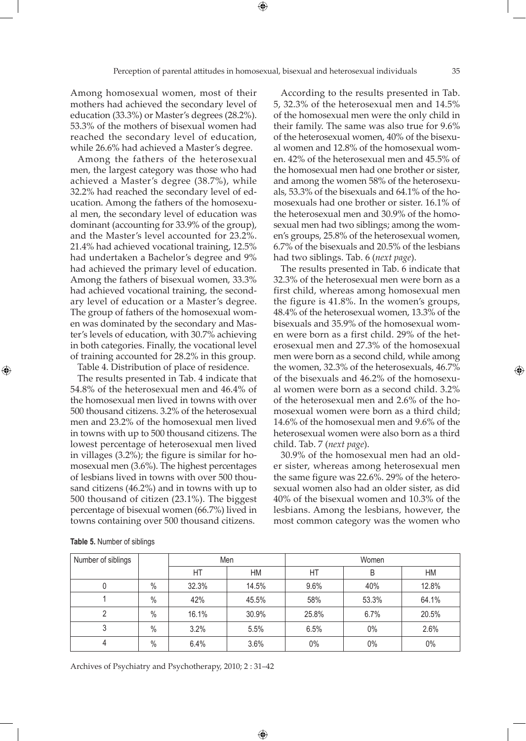Among homosexual women, most of their mothers had achieved the secondary level of education (33.3%) or Master's degrees (28.2%). 53.3% of the mothers of bisexual women had reached the secondary level of education, while 26.6% had achieved a Master's degree.

Among the fathers of the heterosexual men, the largest category was those who had achieved a Master's degree (38.7%), while 32.2% had reached the secondary level of education. Among the fathers of the homosexual men, the secondary level of education was dominant (accounting for 33.9% of the group), and the Master's level accounted for 23.2%. 21.4% had achieved vocational training, 12.5% had undertaken a Bachelor's degree and 9% had achieved the primary level of education. Among the fathers of bisexual women, 33.3% had achieved vocational training, the secondary level of education or a Master's degree. The group of fathers of the homosexual women was dominated by the secondary and Master's levels of education, with 30.7% achieving in both categories. Finally, the vocational level of training accounted for 28.2% in this group.

Table 4. Distribution of place of residence.

The results presented in Tab. 4 indicate that 54.8% of the heterosexual men and 46.4% of the homosexual men lived in towns with over 500 thousand citizens. 3.2% of the heterosexual men and 23.2% of the homosexual men lived in towns with up to 500 thousand citizens. The lowest percentage of heterosexual men lived in villages (3.2%); the figure is similar for homosexual men (3.6%). The highest percentages of lesbians lived in towns with over 500 thousand citizens (46.2%) and in towns with up to 500 thousand of citizen (23.1%). The biggest percentage of bisexual women (66.7%) lived in towns containing over 500 thousand citizens.

According to the results presented in Tab. 5, 32.3% of the heterosexual men and 14.5% of the homosexual men were the only child in their family. The same was also true for 9.6% of the heterosexual women, 40% of the bisexual women and 12.8% of the homosexual women. 42% of the heterosexual men and 45.5% of the homosexual men had one brother or sister, and among the women 58% of the heterosexuals, 53.3% of the bisexuals and 64.1% of the homosexuals had one brother or sister. 16.1% of the heterosexual men and 30.9% of the homosexual men had two siblings; among the women's groups, 25.8% of the heterosexual women, 6.7% of the bisexuals and 20.5% of the lesbians had two siblings. Tab. 6 (*next page*).

The results presented in Tab. 6 indicate that 32.3% of the heterosexual men were born as a first child, whereas among homosexual men the figure is 41.8%. In the women's groups, 48.4% of the heterosexual women, 13.3% of the bisexuals and 35.9% of the homosexual women were born as a first child. 29% of the heterosexual men and 27.3% of the homosexual men were born as a second child, while among the women, 32.3% of the heterosexuals, 46.7% of the bisexuals and 46.2% of the homosexual women were born as a second child. 3.2% of the heterosexual men and 2.6% of the homosexual women were born as a third child; 14.6% of the homosexual men and 9.6% of the heterosexual women were also born as a third child. Tab. 7 (*next page*).

30.9% of the homosexual men had an older sister, whereas among heterosexual men the same figure was 22.6%. 29% of the heterosexual women also had an older sister, as did 40% of the bisexual women and 10.3% of the lesbians. Among the lesbians, however, the most common category was the women who

**Table 5.** Number of siblings

| Number of siblings | | Men | | Women | | |
|---|---|---|---|---|---|---|
| | | HT | HM | HT | B | HM |
| 0 | % | 32.3% | 14.5% | 9.6% | 40% | 12.8% |
| 1 | % | 42% | 45.5% | 58% | 53.3% | 64.1% |
| 2 | % | 16.1% | 30.9% | 25.8% | 6.7% | 20.5% |
| 3 | % | 3.2% | 5.5% | 6.5% | 0% | 2.6% |
| 4 | % | 6.4% | 3.6% | 0% | 0% | 0% |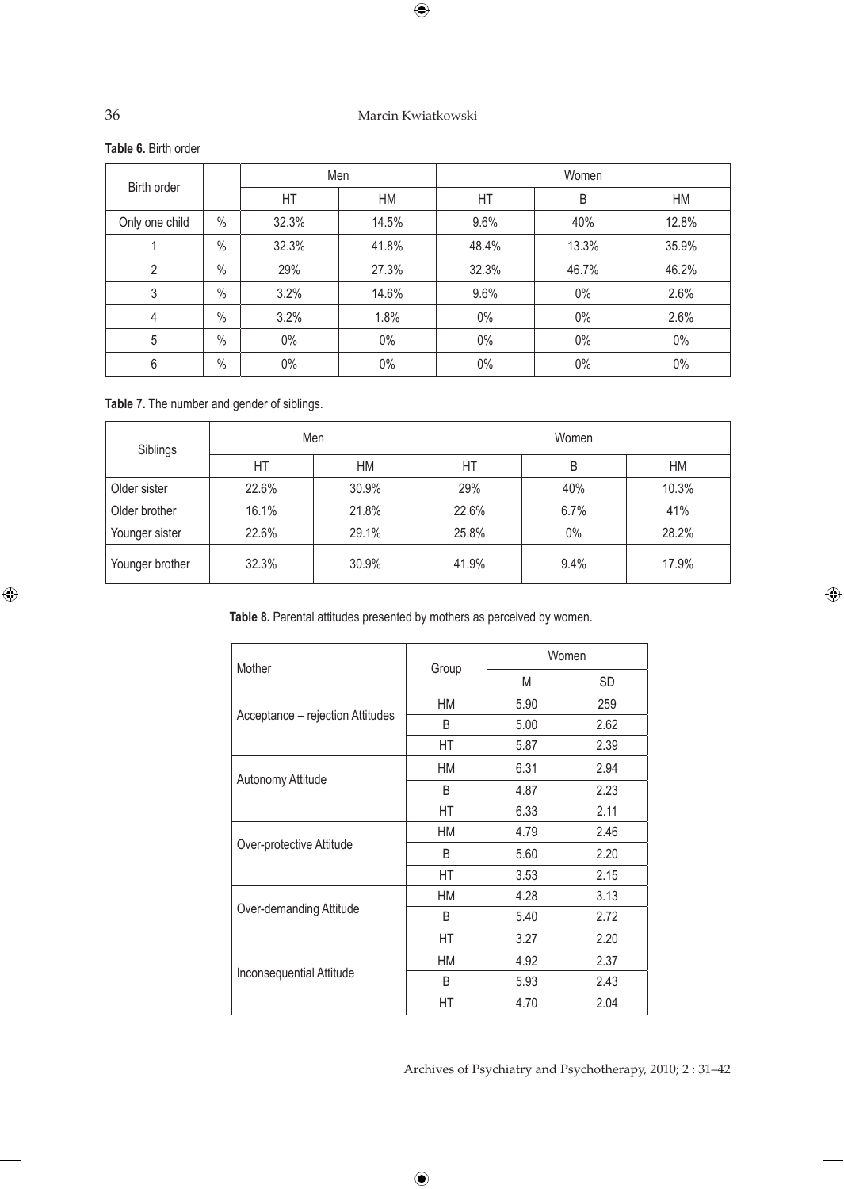**Table 6.** Birth order

| Birth order | | Men | | Women | | |
|---|---|---|---|---|---|---|
| | | HT | HM | HT | B | HM |
| Only one child | % | 32.3% | 14.5% | 9.6% | 40% | 12.8% |
| 1 | % | 32.3% | 41.8% | 48.4% | 13.3% | 35.9% |
| 2 | % | 29% | 27.3% | 32.3% | 46.7% | 46.2% |
| 3 | % | 3.2% | 14.6% | 9.6% | 0% | 2.6% |
| 4 | % | 3.2% | 1.8% | 0% | 0% | 2.6% |
| 5 | % | 0% | 0% | 0% | 0% | 0% |
| 6 | % | 0% | 0% | 0% | 0% | 0% |

**Table 7.** The number and gender of siblings.

| Siblings | Men | | Women | | |
|---|---|---|---|---|---|
| | HT | HM | HT | B | HM |
| Older sister | 22.6% | 30.9% | 29% | 40% | 10.3% |
| Older brother | 16.1% | 21.8% | 22.6% | 6.7% | 41% |
| Younger sister | 22.6% | 29.1% | 25.8% | 0% | 28.2% |
| Younger brother | 32.3% | 30.9% | 41.9% | 9.4% | 17.9% |

**Table 8.** Parental attitudes presented by mothers as perceived by women.

| Mother | Group | Women | |
|---|---|---|---|
| | | M | SD |
| Acceptance – rejection Attitudes | HM | 5.90 | 259 |
| | B | 5.00 | 2.62 |
| | HT | 5.87 | 2.39 |
| Autonomy Attitude | HM | 6.31 | 2.94 |
| | B | 4.87 | 2.23 |
| | HT | 6.33 | 2.11 |
| Over-protective Attitude | HM | 4.79 | 2.46 |
| | B | 5.60 | 2.20 |
| | HT | 3.53 | 2.15 |
| Over-demanding Attitude | HM | 4.28 | 3.13 |
| | B | 5.40 | 2.72 |
| | HT | 3.27 | 2.20 |
| Inconsequential Attitude | HM | 4.92 | 2.37 |
| | B | 5.93 | 2.43 |
| | HT | 4.70 | 2.04 |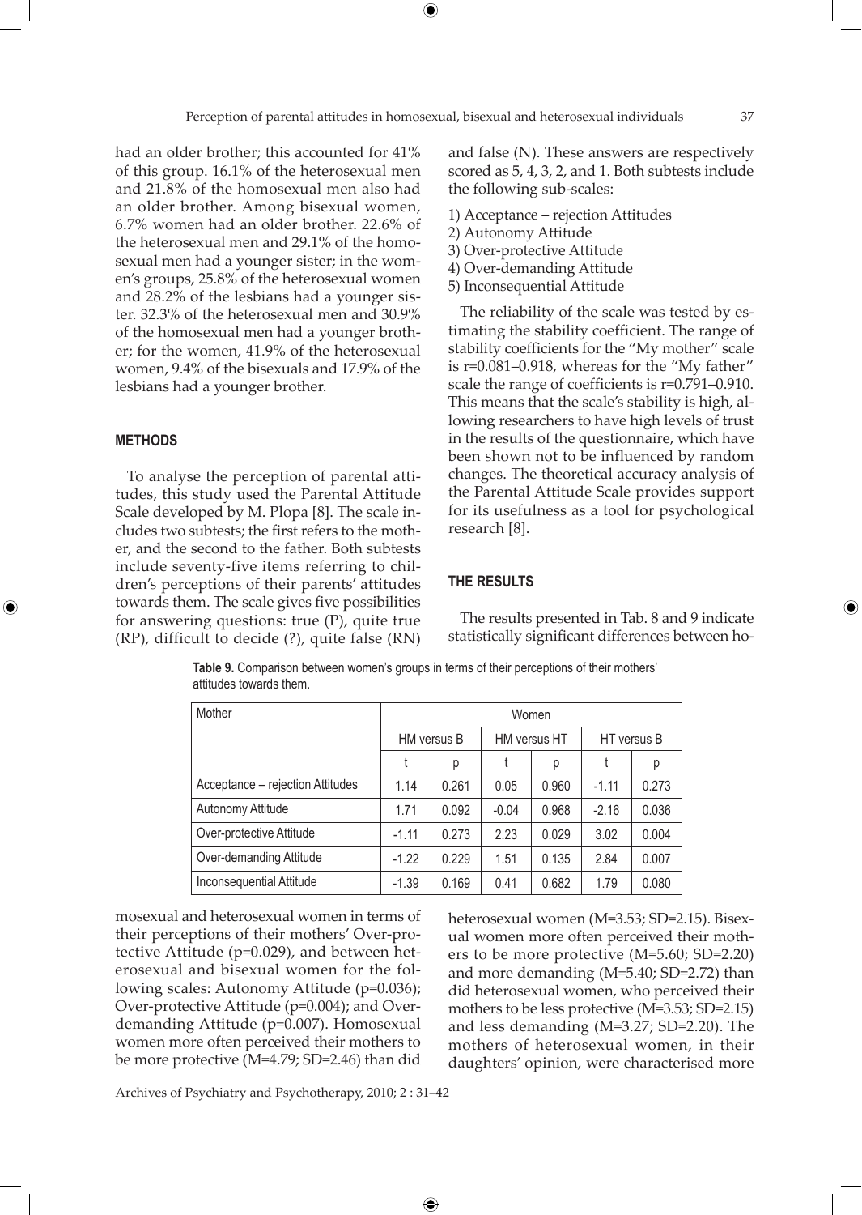had an older brother; this accounted for 41% of this group. 16.1% of the heterosexual men and 21.8% of the homosexual men also had an older brother. Among bisexual women, 6.7% women had an older brother. 22.6% of the heterosexual men and 29.1% of the homosexual men had a younger sister; in the women's groups, 25.8% of the heterosexual women and 28.2% of the lesbians had a younger sister. 32.3% of the heterosexual men and 30.9% of the homosexual men had a younger brother; for the women, 41.9% of the heterosexual women, 9.4% of the bisexuals and 17.9% of the lesbians had a younger brother.

## METHODS

To analyse the perception of parental attitudes, this study used the Parental Attitude Scale developed by M. Plopa [8]. The scale includes two subtests; the first refers to the mother, and the second to the father. Both subtests include seventy-five items referring to children's perceptions of their parents' attitudes towards them. The scale gives five possibilities for answering questions: true (P), quite true (RP), difficult to decide (?), quite false (RN) and false (N). These answers are respectively scored as 5, 4, 3, 2, and 1. Both subtests include the following sub-scales:

1) Acceptance – rejection Attitudes
2) Autonomy Attitude
3) Over-protective Attitude
4) Over-demanding Attitude
5) Inconsequential Attitude

The reliability of the scale was tested by estimating the stability coefficient. The range of stability coefficients for the "My mother" scale is r=0.081–0.918, whereas for the "My father" scale the range of coefficients is r=0.791–0.910. This means that the scale's stability is high, allowing researchers to have high levels of trust in the results of the questionnaire, which have been shown not to be influenced by random changes. The theoretical accuracy analysis of the Parental Attitude Scale provides support for its usefulness as a tool for psychological research [8].

## THE RESULTS

The results presented in Tab. 8 and 9 indicate statistically significant differences between homosexual and heterosexual women in terms of their perceptions of their mothers' Over-protective Attitude (p=0.029), and between heterosexual and bisexual women for the following scales: Autonomy Attitude (p=0.036); Over-protective Attitude (p=0.004); and Over-demanding Attitude (p=0.007). Homosexual women more often perceived their mothers to be more protective (M=4.79; SD=2.46) than did heterosexual women (M=3.53; SD=2.15). Bisexual women more often perceived their mothers to be more protective (M=5.60; SD=2.20) and more demanding (M=5.40; SD=2.72) than did heterosexual women, who perceived their mothers to be less protective (M=3.53; SD=2.15) and less demanding (M=3.27; SD=2.20). The mothers of heterosexual women, in their daughters' opinion, were characterised more

**Table 9.** Comparison between women's groups in terms of their perceptions of their mothers' attitudes towards them.

| Mother | Women | | | | | |
|---|---|---|---|---|---|---|
| | HM versus B | | HM versus HT | | HT versus B | |
| | t | p | t | p | t | p |
| Acceptance – rejection Attitudes | 1.14 | 0.261 | 0.05 | 0.960 | -1.11 | 0.273 |
| Autonomy Attitude | 1.71 | 0.092 | -0.04 | 0.968 | -2.16 | 0.036 |
| Over-protective Attitude | -1.11 | 0.273 | 2.23 | 0.029 | 3.02 | 0.004 |
| Over-demanding Attitude | -1.22 | 0.229 | 1.51 | 0.135 | 2.84 | 0.007 |
| Inconsequential Attitude | -1.39 | 0.169 | 0.41 | 0.682 | 1.79 | 0.080 |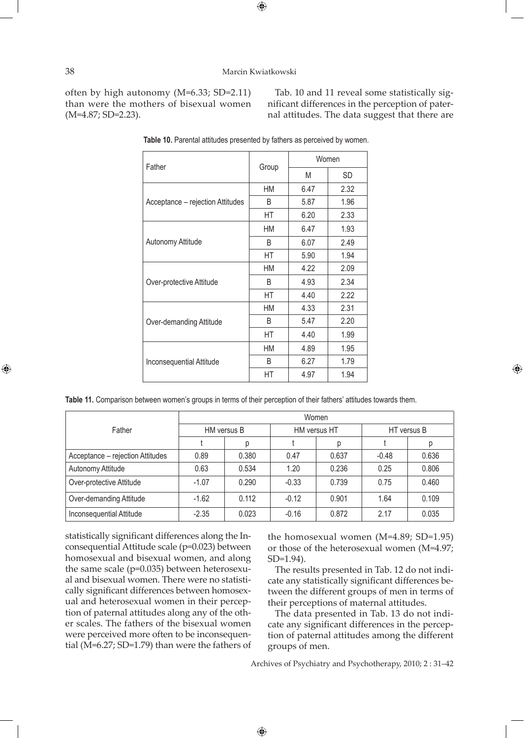often by high autonomy (M=6.33; SD=2.11) than were the mothers of bisexual women (M=4.87; SD=2.23).

Tab. 10 and 11 reveal some statistically significant differences in the perception of paternal attitudes. The data suggest that there are statistically significant differences along the Inconsequential Attitude scale (p=0.023) between homosexual and bisexual women, and along the same scale (p=0.035) between heterosexual and bisexual women. There were no statistically significant differences between homosexual and heterosexual women in their perception of paternal attitudes along any of the other scales. The fathers of the bisexual women were perceived more often to be inconsequential (M=6.27; SD=1.79) than were the fathers of the homosexual women (M=4.89; SD=1.95) or those of the heterosexual women (M=4.97; SD=1.94).

**Table 10.** Parental attitudes presented by fathers as perceived by women.

| Father | Group | Women | |
|---|---|---|---|
| | | M | SD |
| Acceptance – rejection Attitudes | HM | 6.47 | 2.32 |
| | B | 5.87 | 1.96 |
| | HT | 6.20 | 2.33 |
| Autonomy Attitude | HM | 6.47 | 1.93 |
| | B | 6.07 | 2.49 |
| | HT | 5.90 | 1.94 |
| Over-protective Attitude | HM | 4.22 | 2.09 |
| | B | 4.93 | 2.34 |
| | HT | 4.40 | 2.22 |
| Over-demanding Attitude | HM | 4.33 | 2.31 |
| | B | 5.47 | 2.20 |
| | HT | 4.40 | 1.99 |
| Inconsequential Attitude | HM | 4.89 | 1.95 |
| | B | 6.27 | 1.79 |
| | HT | 4.97 | 1.94 |

**Table 11.** Comparison between women's groups in terms of their perception of their fathers' attitudes towards them.

| Father | Women | | | | | |
|---|---|---|---|---|---|---|
| | HM versus B | | HM versus HT | | HT versus B | |
| | t | p | t | p | t | p |
| Acceptance – rejection Attitudes | 0.89 | 0.380 | 0.47 | 0.637 | -0.48 | 0.636 |
| Autonomy Attitude | 0.63 | 0.534 | 1.20 | 0.236 | 0.25 | 0.806 |
| Over-protective Attitude | -1.07 | 0.290 | -0.33 | 0.739 | 0.75 | 0.460 |
| Over-demanding Attitude | -1.62 | 0.112 | -0.12 | 0.901 | 1.64 | 0.109 |
| Inconsequential Attitude | -2.35 | 0.023 | -0.16 | 0.872 | 2.17 | 0.035 |

The results presented in Tab. 12 do not indicate any statistically significant differences between the different groups of men in terms of their perceptions of maternal attitudes.

The data presented in Tab. 13 do not indicate any significant differences in the perception of paternal attitudes among the different groups of men.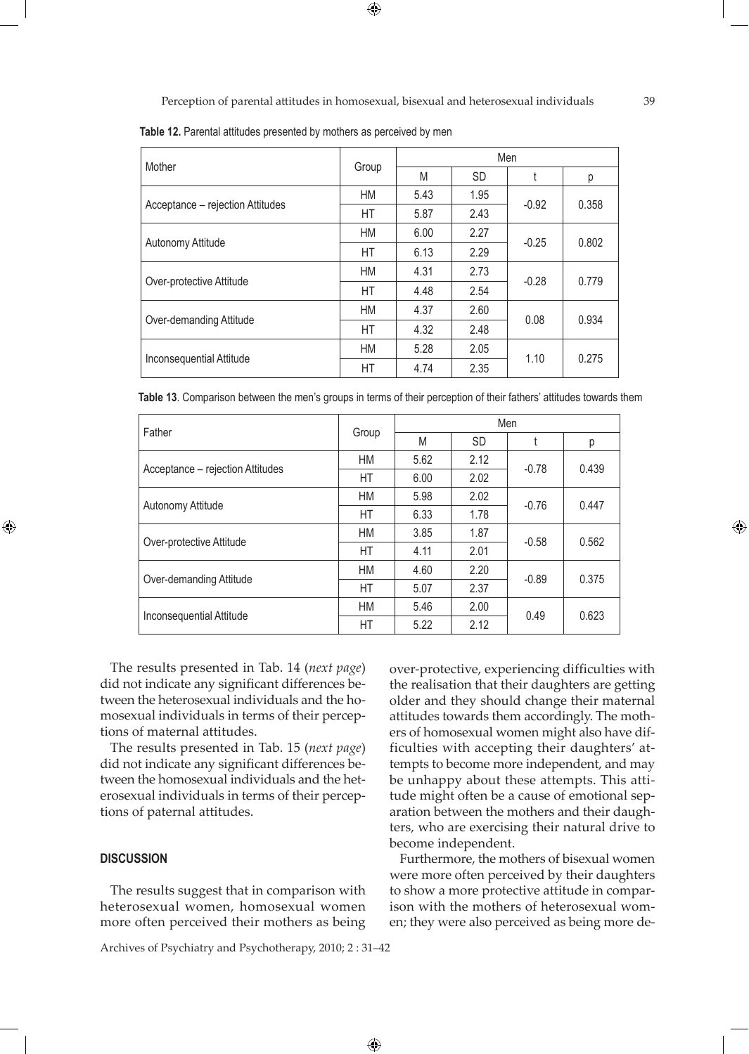**Table 12.** Parental attitudes presented by mothers as perceived by men

| Mother | Group | Men | | | |
|---|---|---|---|---|---|
| | | M | SD | t | p |
| Acceptance – rejection Attitudes | HM | 5.43 | 1.95 | -0.92 | 0.358 |
| | HT | 5.87 | 2.43 | | |
| Autonomy Attitude | HM | 6.00 | 2.27 | -0.25 | 0.802 |
| | HT | 6.13 | 2.29 | | |
| Over-protective Attitude | HM | 4.31 | 2.73 | -0.28 | 0.779 |
| | HT | 4.48 | 2.54 | | |
| Over-demanding Attitude | HM | 4.37 | 2.60 | 0.08 | 0.934 |
| | HT | 4.32 | 2.48 | | |
| Inconsequential Attitude | HM | 5.28 | 2.05 | 1.10 | 0.275 |
| | HT | 4.74 | 2.35 | | |

**Table 13**. Comparison between the men's groups in terms of their perception of their fathers' attitudes towards them

| Father | Group | Men | | | |
|---|---|---|---|---|---|
| | | M | SD | t | p |
| Acceptance – rejection Attitudes | HM | 5.62 | 2.12 | -0.78 | 0.439 |
| | HT | 6.00 | 2.02 | | |
| Autonomy Attitude | HM | 5.98 | 2.02 | -0.76 | 0.447 |
| | HT | 6.33 | 1.78 | | |
| Over-protective Attitude | HM | 3.85 | 1.87 | -0.58 | 0.562 |
| | HT | 4.11 | 2.01 | | |
| Over-demanding Attitude | HM | 4.60 | 2.20 | -0.89 | 0.375 |
| | HT | 5.07 | 2.37 | | |
| Inconsequential Attitude | HM | 5.46 | 2.00 | 0.49 | 0.623 |
| | HT | 5.22 | 2.12 | | |

The results presented in Tab. 14 (*next page*) did not indicate any significant differences between the heterosexual individuals and the homosexual individuals in terms of their perceptions of maternal attitudes.

The results presented in Tab. 15 (*next page*) did not indicate any significant differences between the homosexual individuals and the heterosexual individuals in terms of their perceptions of paternal attitudes.

## DISCUSSION

The results suggest that in comparison with heterosexual women, homosexual women more often perceived their mothers as being over-protective, experiencing difficulties with the realisation that their daughters are getting older and they should change their maternal attitudes towards them accordingly. The mothers of homosexual women might also have difficulties with accepting their daughters' attempts to become more independent, and may be unhappy about these attempts. This attitude might often be a cause of emotional separation between the mothers and their daughters, who are exercising their natural drive to become independent.

Furthermore, the mothers of bisexual women were more often perceived by their daughters to show a more protective attitude in comparison with the mothers of heterosexual women; they were also perceived as being more de-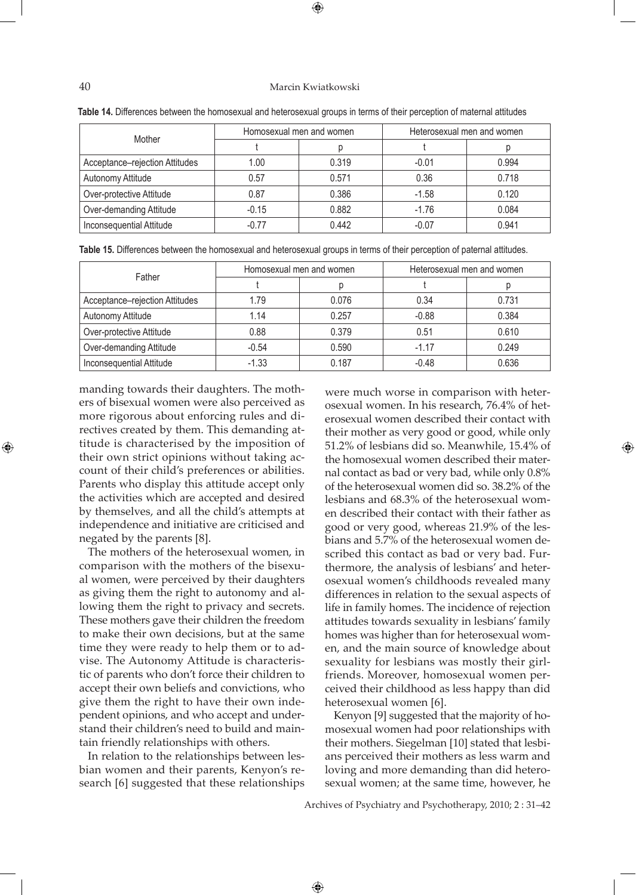**Table 14.** Differences between the homosexual and heterosexual groups in terms of their perception of maternal attitudes

| Mother | Homosexual men and women | | Heterosexual men and women | |
|---|---|---|---|---|
| | t | p | t | p |
| Acceptance–rejection Attitudes | 1.00 | 0.319 | -0.01 | 0.994 |
| Autonomy Attitude | 0.57 | 0.571 | 0.36 | 0.718 |
| Over-protective Attitude | 0.87 | 0.386 | -1.58 | 0.120 |
| Over-demanding Attitude | -0.15 | 0.882 | -1.76 | 0.084 |
| Inconsequential Attitude | -0.77 | 0.442 | -0.07 | 0.941 |

**Table 15.** Differences between the homosexual and heterosexual groups in terms of their perception of paternal attitudes.

| Father | Homosexual men and women | | Heterosexual men and women | |
|---|---|---|---|---|
| | t | p | t | p |
| Acceptance–rejection Attitudes | 1.79 | 0.076 | 0.34 | 0.731 |
| Autonomy Attitude | 1.14 | 0.257 | -0.88 | 0.384 |
| Over-protective Attitude | 0.88 | 0.379 | 0.51 | 0.610 |
| Over-demanding Attitude | -0.54 | 0.590 | -1.17 | 0.249 |
| Inconsequential Attitude | -1.33 | 0.187 | -0.48 | 0.636 |

manding towards their daughters. The mothers of bisexual women were also perceived as more rigorous about enforcing rules and directives created by them. This demanding attitude is characterised by the imposition of their own strict opinions without taking account of their child's preferences or abilities. Parents who display this attitude accept only the activities which are accepted and desired by themselves, and all the child's attempts at independence and initiative are criticised and negated by the parents [8].

The mothers of the heterosexual women, in comparison with the mothers of the bisexual women, were perceived by their daughters as giving them the right to autonomy and allowing them the right to privacy and secrets. These mothers gave their children the freedom to make their own decisions, but at the same time they were ready to help them or to advise. The Autonomy Attitude is characteristic of parents who don't force their children to accept their own beliefs and convictions, who give them the right to have their own independent opinions, and who accept and understand their children's need to build and maintain friendly relationships with others.

In relation to the relationships between lesbian women and their parents, Kenyon's research [6] suggested that these relationships were much worse in comparison with heterosexual women. In his research, 76.4% of heterosexual women described their contact with their mother as very good or good, while only 51.2% of lesbians did so. Meanwhile, 15.4% of the homosexual women described their maternal contact as bad or very bad, while only 0.8% of the heterosexual women did so. 38.2% of the lesbians and 68.3% of the heterosexual women described their contact with their father as good or very good, whereas 21.9% of the lesbians and 5.7% of the heterosexual women described this contact as bad or very bad. Furthermore, the analysis of lesbians' and heterosexual women's childhoods revealed many differences in relation to the sexual aspects of life in family homes. The incidence of rejection attitudes towards sexuality in lesbians' family homes was higher than for heterosexual women, and the main source of knowledge about sexuality for lesbians was mostly their girlfriends. Moreover, homosexual women perceived their childhood as less happy than did heterosexual women [6].

Kenyon [9] suggested that the majority of homosexual women had poor relationships with their mothers. Siegelman [10] stated that lesbians perceived their mothers as less warm and loving and more demanding than did heterosexual women; at the same time, however, he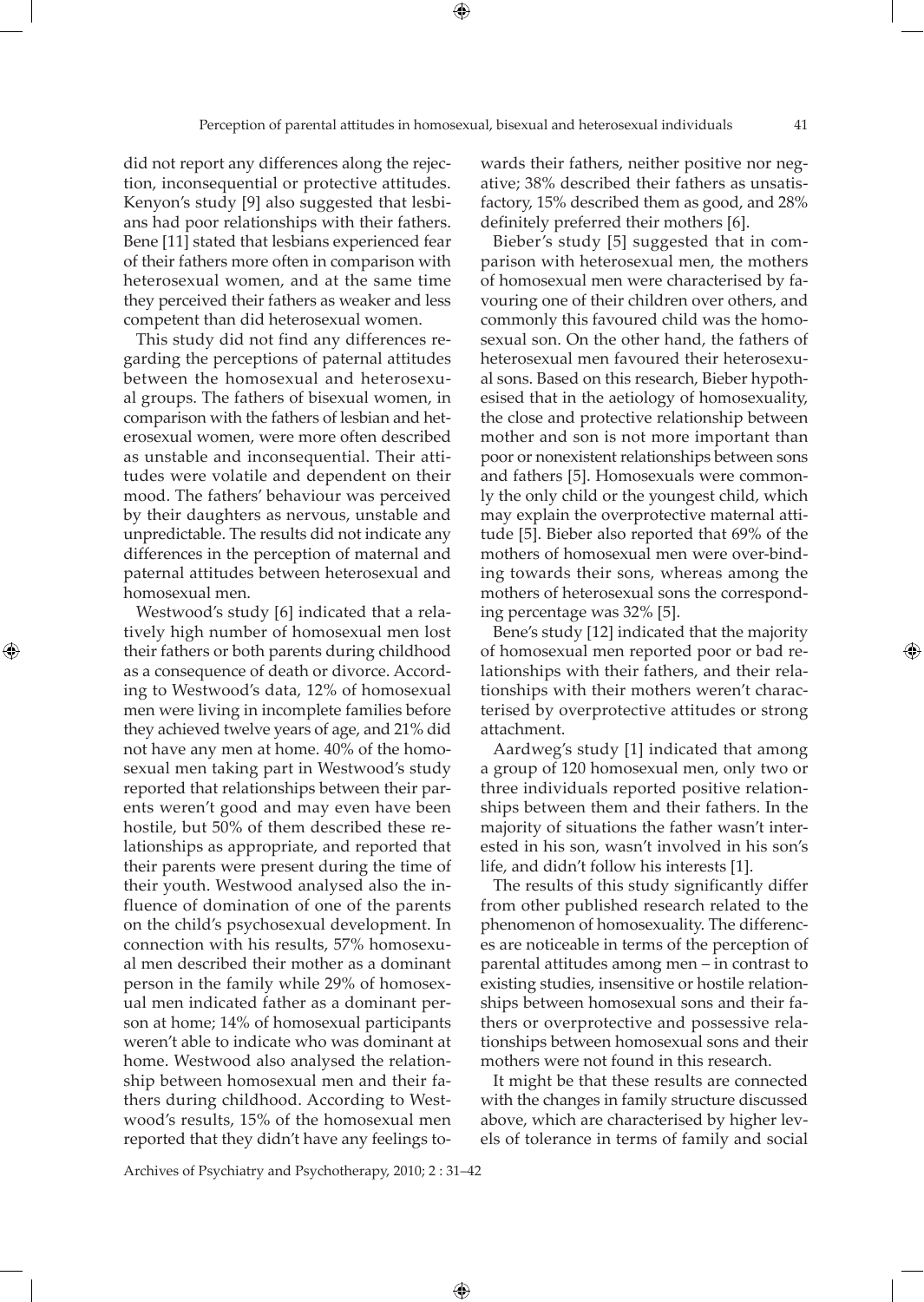did not report any differences along the rejection, inconsequential or protective attitudes. Kenyon's study [9] also suggested that lesbians had poor relationships with their fathers. Bene [11] stated that lesbians experienced fear of their fathers more often in comparison with heterosexual women, and at the same time they perceived their fathers as weaker and less competent than did heterosexual women.

This study did not find any differences regarding the perceptions of paternal attitudes between the homosexual and heterosexual groups. The fathers of bisexual women, in comparison with the fathers of lesbian and heterosexual women, were more often described as unstable and inconsequential. Their attitudes were volatile and dependent on their mood. The fathers' behaviour was perceived by their daughters as nervous, unstable and unpredictable. The results did not indicate any differences in the perception of maternal and paternal attitudes between heterosexual and homosexual men.

Westwood's study [6] indicated that a relatively high number of homosexual men lost their fathers or both parents during childhood as a consequence of death or divorce. According to Westwood's data, 12% of homosexual men were living in incomplete families before they achieved twelve years of age, and 21% did not have any men at home. 40% of the homosexual men taking part in Westwood's study reported that relationships between their parents weren't good and may even have been hostile, but 50% of them described these relationships as appropriate, and reported that their parents were present during the time of their youth. Westwood analysed also the influence of domination of one of the parents on the child's psychosexual development. In connection with his results, 57% homosexual men described their mother as a dominant person in the family while 29% of homosexual men indicated father as a dominant person at home; 14% of homosexual participants weren't able to indicate who was dominant at home. Westwood also analysed the relationship between homosexual men and their fathers during childhood. According to Westwood's results, 15% of the homosexual men reported that they didn't have any feelings towards their fathers, neither positive nor negative; 38% described their fathers as unsatisfactory, 15% described them as good, and 28% definitely preferred their mothers [6].

Bieber's study [5] suggested that in comparison with heterosexual men, the mothers of homosexual men were characterised by favouring one of their children over others, and commonly this favoured child was the homosexual son. On the other hand, the fathers of heterosexual men favoured their heterosexual sons. Based on this research, Bieber hypothesised that in the aetiology of homosexuality, the close and protective relationship between mother and son is not more important than poor or nonexistent relationships between sons and fathers [5]. Homosexuals were commonly the only child or the youngest child, which may explain the overprotective maternal attitude [5]. Bieber also reported that 69% of the mothers of homosexual men were over-binding towards their sons, whereas among the mothers of heterosexual sons the corresponding percentage was 32% [5].

Bene's study [12] indicated that the majority of homosexual men reported poor or bad relationships with their fathers, and their relationships with their mothers weren't characterised by overprotective attitudes or strong attachment.

Aardweg's study [1] indicated that among a group of 120 homosexual men, only two or three individuals reported positive relationships between them and their fathers. In the majority of situations the father wasn't interested in his son, wasn't involved in his son's life, and didn't follow his interests [1].

The results of this study significantly differ from other published research related to the phenomenon of homosexuality. The differences are noticeable in terms of the perception of parental attitudes among men – in contrast to existing studies, insensitive or hostile relationships between homosexual sons and their fathers or overprotective and possessive relationships between homosexual sons and their mothers were not found in this research.

It might be that these results are connected with the changes in family structure discussed above, which are characterised by higher levels of tolerance in terms of family and social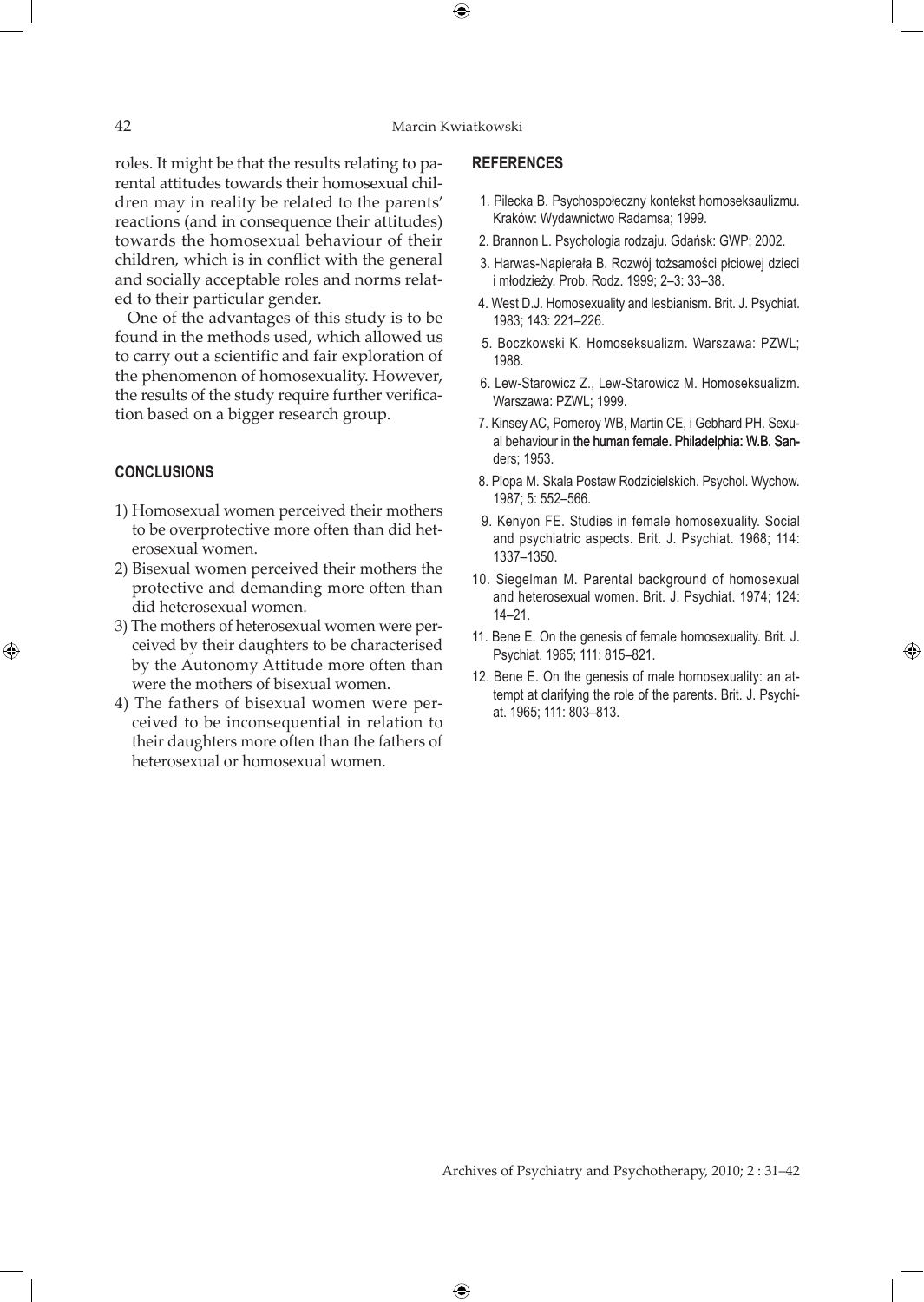roles. It might be that the results relating to parental attitudes towards their homosexual children may in reality be related to the parents' reactions (and in consequence their attitudes) towards the homosexual behaviour of their children, which is in conflict with the general and socially acceptable roles and norms related to their particular gender.

One of the advantages of this study is to be found in the methods used, which allowed us to carry out a scientific and fair exploration of the phenomenon of homosexuality. However, the results of the study require further verification based on a bigger research group.

## CONCLUSIONS

1) Homosexual women perceived their mothers to be overprotective more often than did heterosexual women.
2) Bisexual women perceived their mothers the protective and demanding more often than did heterosexual women.
3) The mothers of heterosexual women were perceived by their daughters to be characterised by the Autonomy Attitude more often than were the mothers of bisexual women.
4) The fathers of bisexual women were perceived to be inconsequential in relation to their daughters more often than the fathers of heterosexual or homosexual women.

## REFERENCES

1. Pilecka B. Psychospołeczny kontekst homoseksaulizmu. Kraków: Wydawnictwo Radamsa; 1999.
2. Brannon L. Psychologia rodzaju. Gdańsk: GWP; 2002.
3. Harwas-Napierała B. Rozwój tożsamości płciowej dzieci i młodzieży. Prob. Rodz. 1999; 2–3: 33–38.
4. West D.J. Homosexuality and lesbianism. Brit. J. Psychiat. 1983; 143: 221–226.
5. Boczkowski K. Homoseksualizm. Warszawa: PZWL; 1988.
6. Lew-Starowicz Z., Lew-Starowicz M. Homoseksualizm. Warszawa: PZWL; 1999.
7. Kinsey AC, Pomeroy WB, Martin CE, i Gebhard PH. Sexual behaviour in the human female. Philadelphia: W.B. Sanders; 1953.
8. Plopa M. Skala Postaw Rodzicielskich. Psychol. Wychow. 1987; 5: 552–566.
9. Kenyon FE. Studies in female homosexuality. Social and psychiatric aspects. Brit. J. Psychiat. 1968; 114: 1337–1350.
10. Siegelman M. Parental background of homosexual and heterosexual women. Brit. J. Psychiat. 1974; 124: 14–21.
11. Bene E. On the genesis of female homosexuality. Brit. J. Psychiat. 1965; 111: 815–821.
12. Bene E. On the genesis of male homosexuality: an attempt at clarifying the role of the parents. Brit. J. Psychiat. 1965; 111: 803–813.